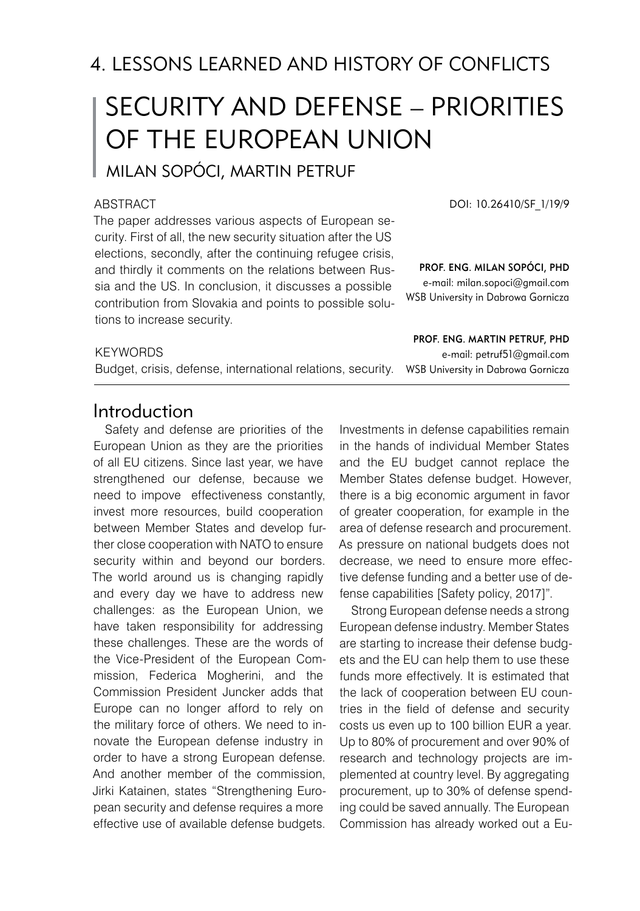# 4. LESSONS LEARNED AND HISTORY OF CONFLICTS

## SECURITY AND DEFENSE – PRIORITIES OF THE EUROPEAN UNION

MILAN SOPÓCI, MARTIN PETRUF

DOI: 10.26410/SF_1/19/9

### ABSTRACT

The paper addresses various aspects of European security. First of all, the new security situation after the US elections, secondly, after the continuing refugee crisis, and thirdly it comments on the relations between Russia and the US. In conclusion, it discusses a possible contribution from Slovakia and points to possible solutions to increase security.

**PROF. ENG. MILAN SOPÓCI, PHD**
e-mail: milan.sopoci@gmail.com
WSB University in Dabrowa Gornicza

**PROF. ENG. MARTIN PETRUF, PHD**
e-mail: petruf51@gmail.com
WSB University in Dabrowa Gornicza

### KEYWORDS

Budget, crisis, defense, international relations, security.

## Introduction

Safety and defense are priorities of the European Union as they are the priorities of all EU citizens. Since last year, we have strengthened our defense, because we need to impove effectiveness constantly, invest more resources, build cooperation between Member States and develop further close cooperation with NATO to ensure security within and beyond our borders. The world around us is changing rapidly and every day we have to address new challenges: as the European Union, we have taken responsibility for addressing these challenges. These are the words of the Vice-President of the European Commission, Federica Mogherini, and the Commission President Juncker adds that Europe can no longer afford to rely on the military force of others. We need to innovate the European defense industry in order to have a strong European defense. And another member of the commission, Jirki Katainen, states "Strengthening European security and defense requires a more effective use of available defense budgets. Investments in defense capabilities remain in the hands of individual Member States and the EU budget cannot replace the Member States defense budget. However, there is a big economic argument in favor of greater cooperation, for example in the area of defense research and procurement. As pressure on national budgets does not decrease, we need to ensure more effective defense funding and a better use of defense capabilities [Safety policy, 2017]".

Strong European defense needs a strong European defense industry. Member States are starting to increase their defense budgets and the EU can help them to use these funds more effectively. It is estimated that the lack of cooperation between EU countries in the field of defense and security costs us even up to 100 billion EUR a year. Up to 80% of procurement and over 90% of research and technology projects are implemented at country level. By aggregating procurement, up to 30% of defense spending could be saved annually. The European Commission has already worked out a Eu-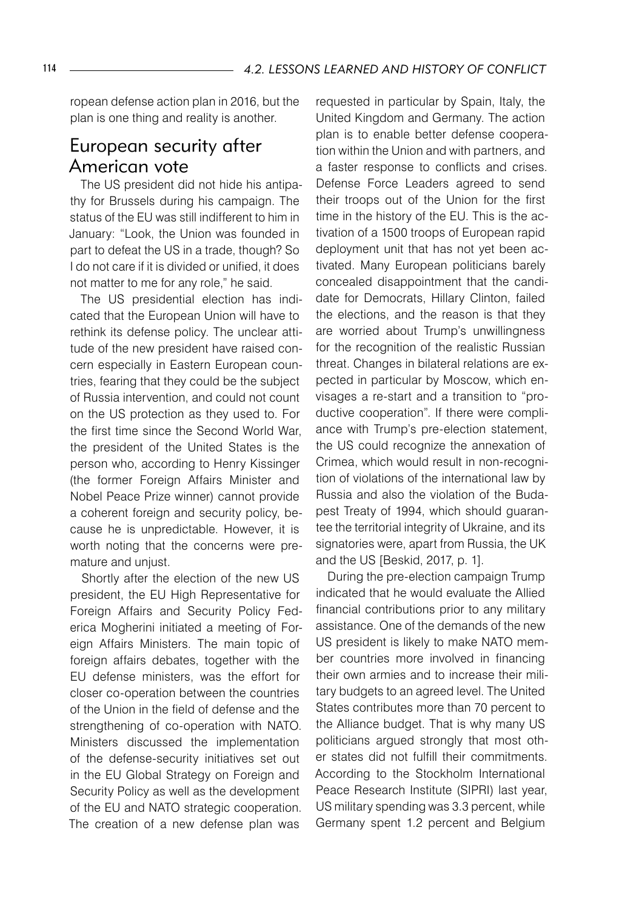ropean defense action plan in 2016, but the plan is one thing and reality is another.

## European security after American vote

The US president did not hide his antipathy for Brussels during his campaign. The status of the EU was still indifferent to him in January: "Look, the Union was founded in part to defeat the US in a trade, though? So I do not care if it is divided or unified, it does not matter to me for any role," he said.

The US presidential election has indicated that the European Union will have to rethink its defense policy. The unclear attitude of the new president have raised concern especially in Eastern European countries, fearing that they could be the subject of Russia intervention, and could not count on the US protection as they used to. For the first time since the Second World War, the president of the United States is the person who, according to Henry Kissinger (the former Foreign Affairs Minister and Nobel Peace Prize winner) cannot provide a coherent foreign and security policy, because he is unpredictable. However, it is worth noting that the concerns were premature and unjust.

Shortly after the election of the new US president, the EU High Representative for Foreign Affairs and Security Policy Federica Mogherini initiated a meeting of Foreign Affairs Ministers. The main topic of foreign affairs debates, together with the EU defense ministers, was the effort for closer co-operation between the countries of the Union in the field of defense and the strengthening of co-operation with NATO. Ministers discussed the implementation of the defense-security initiatives set out in the EU Global Strategy on Foreign and Security Policy as well as the development of the EU and NATO strategic cooperation. The creation of a new defense plan was requested in particular by Spain, Italy, the United Kingdom and Germany. The action plan is to enable better defense cooperation within the Union and with partners, and a faster response to conflicts and crises. Defense Force Leaders agreed to send their troops out of the Union for the first time in the history of the EU. This is the activation of a 1500 troops of European rapid deployment unit that has not yet been activated. Many European politicians barely concealed disappointment that the candidate for Democrats, Hillary Clinton, failed the elections, and the reason is that they are worried about Trump's unwillingness for the recognition of the realistic Russian threat. Changes in bilateral relations are expected in particular by Moscow, which envisages a re-start and a transition to "productive cooperation". If there were compliance with Trump's pre-election statement, the US could recognize the annexation of Crimea, which would result in non-recognition of violations of the international law by Russia and also the violation of the Budapest Treaty of 1994, which should guarantee the territorial integrity of Ukraine, and its signatories were, apart from Russia, the UK and the US [Beskid, 2017, p. 1].

During the pre-election campaign Trump indicated that he would evaluate the Allied financial contributions prior to any military assistance. One of the demands of the new US president is likely to make NATO member countries more involved in financing their own armies and to increase their military budgets to an agreed level. The United States contributes more than 70 percent to the Alliance budget. That is why many US politicians argued strongly that most other states did not fulfill their commitments. According to the Stockholm International Peace Research Institute (SIPRI) last year, US military spending was 3.3 percent, while Germany spent 1.2 percent and Belgium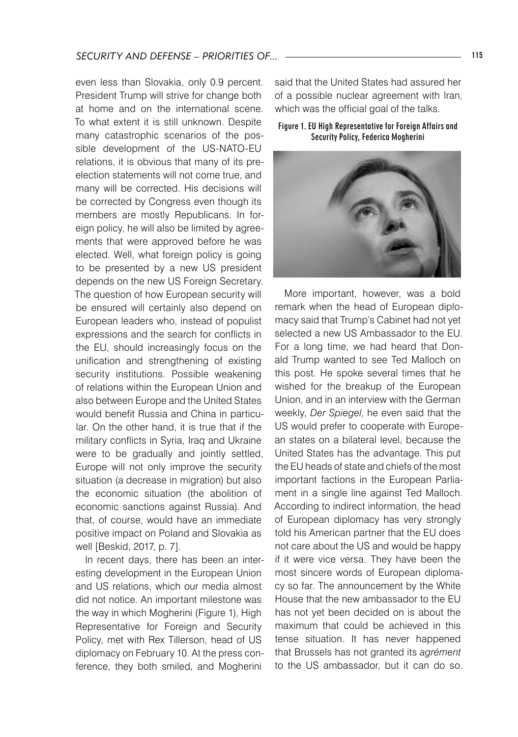even less than Slovakia, only 0.9 percent. President Trump will strive for change both at home and on the international scene. To what extent it is still unknown. Despite many catastrophic scenarios of the possible development of the US-NATO-EU relations, it is obvious that many of its pre-election statements will not come true, and many will be corrected. His decisions will be corrected by Congress even though its members are mostly Republicans. In foreign policy, he will also be limited by agreements that were approved before he was elected. Well, what foreign policy is going to be presented by a new US president depends on the new US Foreign Secretary. The question of how European security will be ensured will certainly also depend on European leaders who, instead of populist expressions and the search for conflicts in the EU, should increasingly focus on the unification and strengthening of existing security institutions. Possible weakening of relations within the European Union and also between Europe and the United States would benefit Russia and China in particular. On the other hand, it is true that if the military conflicts in Syria, Iraq and Ukraine were to be gradually and jointly settled, Europe will not only improve the security situation (a decrease in migration) but also the economic situation (the abolition of economic sanctions against Russia). And that, of course, would have an immediate positive impact on Poland and Slovakia as well [Beskid, 2017, p. 7].

In recent days, there has been an interesting development in the European Union and US relations, which our media almost did not notice. An important milestone was the way in which Mogherini (Figure 1), High Representative for Foreign and Security Policy, met with Rex Tillerson, head of US diplomacy on February 10. At the press conference, they both smiled, and Mogherini said that the United States had assured her of a possible nuclear agreement with Iran, which was the official goal of the talks.

**Figure 1. EU High Representative for Foreign Affairs and Security Policy, Federica Mogherini**

More important, however, was a bold remark when the head of European diplomacy said that Trump's Cabinet had not yet selected a new US Ambassador to the EU. For a long time, we had heard that Donald Trump wanted to see Ted Malloch on this post. He spoke several times that he wished for the breakup of the European Union, and in an interview with the German weekly, *Der Spiegel*, he even said that the US would prefer to cooperate with European states on a bilateral level, because the United States has the advantage. This put the EU heads of state and chiefs of the most important factions in the European Parliament in a single line against Ted Malloch. According to indirect information, the head of European diplomacy has very strongly told his American partner that the EU does not care about the US and would be happy if it were vice versa. They have been the most sincere words of European diplomacy so far. The announcement by the White House that the new ambassador to the EU has not yet been decided on is about the maximum that could be achieved in this tense situation. It has never happened that Brussels has not granted its *agrément* to the US ambassador, but it can do so.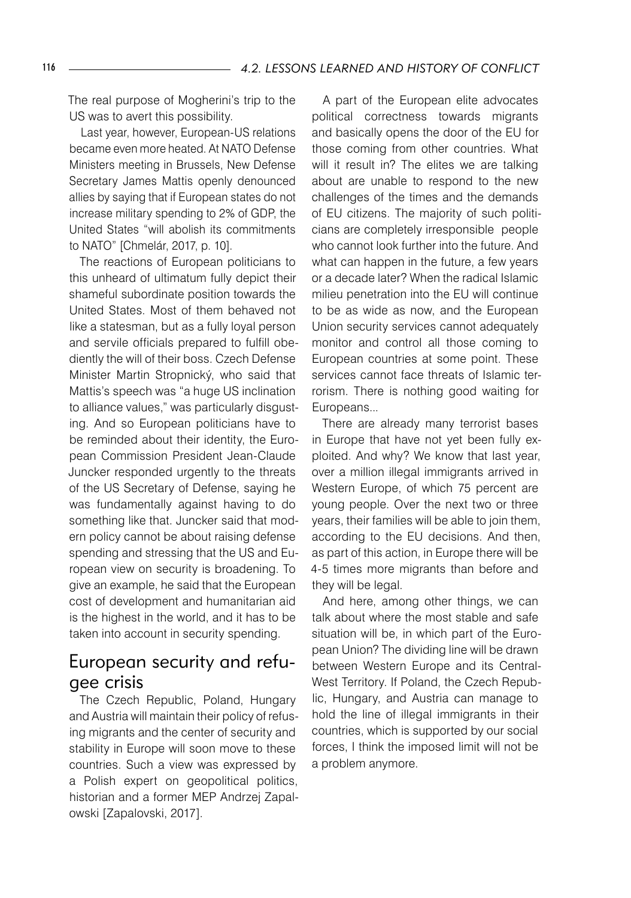The real purpose of Mogherini's trip to the US was to avert this possibility.

Last year, however, European-US relations became even more heated. At NATO Defense Ministers meeting in Brussels, New Defense Secretary James Mattis openly denounced allies by saying that if European states do not increase military spending to 2% of GDP, the United States "will abolish its commitments to NATO" [Chmelár, 2017, p. 10].

The reactions of European politicians to this unheard of ultimatum fully depict their shameful subordinate position towards the United States. Most of them behaved not like a statesman, but as a fully loyal person and servile officials prepared to fulfill obediently the will of their boss. Czech Defense Minister Martin Stropnický, who said that Mattis's speech was "a huge US inclination to alliance values," was particularly disgusting. And so European politicians have to be reminded about their identity, the European Commission President Jean-Claude Juncker responded urgently to the threats of the US Secretary of Defense, saying he was fundamentally against having to do something like that. Juncker said that modern policy cannot be about raising defense spending and stressing that the US and European view on security is broadening. To give an example, he said that the European cost of development and humanitarian aid is the highest in the world, and it has to be taken into account in security spending.

## European security and refugee crisis

The Czech Republic, Poland, Hungary and Austria will maintain their policy of refusing migrants and the center of security and stability in Europe will soon move to these countries. Such a view was expressed by a Polish expert on geopolitical politics, historian and a former MEP Andrzej Zapalowski [Zapalovski, 2017].

A part of the European elite advocates political correctness towards migrants and basically opens the door of the EU for those coming from other countries. What will it result in? The elites we are talking about are unable to respond to the new challenges of the times and the demands of EU citizens. The majority of such politicians are completely irresponsible people who cannot look further into the future. And what can happen in the future, a few years or a decade later? When the radical Islamic milieu penetration into the EU will continue to be as wide as now, and the European Union security services cannot adequately monitor and control all those coming to European countries at some point. These services cannot face threats of Islamic terrorism. There is nothing good waiting for Europeans...

There are already many terrorist bases in Europe that have not yet been fully exploited. And why? We know that last year, over a million illegal immigrants arrived in Western Europe, of which 75 percent are young people. Over the next two or three years, their families will be able to join them, according to the EU decisions. And then, as part of this action, in Europe there will be 4-5 times more migrants than before and they will be legal.

And here, among other things, we can talk about where the most stable and safe situation will be, in which part of the European Union? The dividing line will be drawn between Western Europe and its Central-West Territory. If Poland, the Czech Republic, Hungary, and Austria can manage to hold the line of illegal immigrants in their countries, which is supported by our social forces, I think the imposed limit will not be a problem anymore.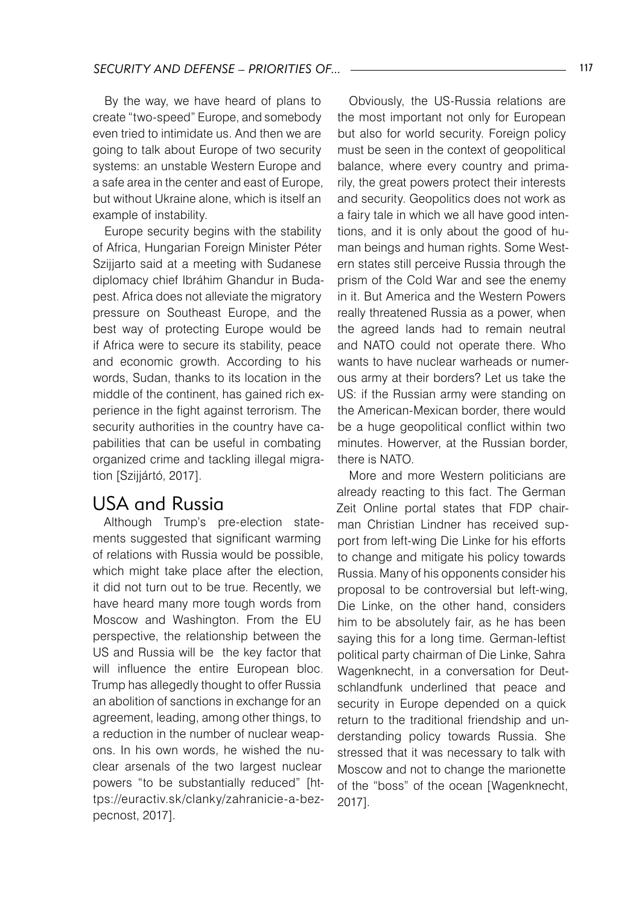By the way, we have heard of plans to create "two-speed" Europe, and somebody even tried to intimidate us. And then we are going to talk about Europe of two security systems: an unstable Western Europe and a safe area in the center and east of Europe, but without Ukraine alone, which is itself an example of instability.

Europe security begins with the stability of Africa, Hungarian Foreign Minister Péter Szijjarto said at a meeting with Sudanese diplomacy chief Ibráhim Ghandur in Budapest. Africa does not alleviate the migratory pressure on Southeast Europe, and the best way of protecting Europe would be if Africa were to secure its stability, peace and economic growth. According to his words, Sudan, thanks to its location in the middle of the continent, has gained rich experience in the fight against terrorism. The security authorities in the country have capabilities that can be useful in combating organized crime and tackling illegal migration [Szijjártó, 2017].

## USA and Russia

Although Trump's pre-election statements suggested that significant warming of relations with Russia would be possible, which might take place after the election, it did not turn out to be true. Recently, we have heard many more tough words from Moscow and Washington. From the EU perspective, the relationship between the US and Russia will be the key factor that will influence the entire European bloc. Trump has allegedly thought to offer Russia an abolition of sanctions in exchange for an agreement, leading, among other things, to a reduction in the number of nuclear weapons. In his own words, he wished the nuclear arsenals of the two largest nuclear powers "to be substantially reduced" [https://euractiv.sk/clanky/zahranicie-a-bezpecnost, 2017].

Obviously, the US-Russia relations are the most important not only for European but also for world security. Foreign policy must be seen in the context of geopolitical balance, where every country and primarily, the great powers protect their interests and security. Geopolitics does not work as a fairy tale in which we all have good intentions, and it is only about the good of human beings and human rights. Some Western states still perceive Russia through the prism of the Cold War and see the enemy in it. But America and the Western Powers really threatened Russia as a power, when the agreed lands had to remain neutral and NATO could not operate there. Who wants to have nuclear warheads or numerous army at their borders? Let us take the US: if the Russian army were standing on the American-Mexican border, there would be a huge geopolitical conflict within two minutes. Howerver, at the Russian border, there is NATO.

More and more Western politicians are already reacting to this fact. The German Zeit Online portal states that FDP chairman Christian Lindner has received support from left-wing Die Linke for his efforts to change and mitigate his policy towards Russia. Many of his opponents consider his proposal to be controversial but left-wing, Die Linke, on the other hand, considers him to be absolutely fair, as he has been saying this for a long time. German-leftist political party chairman of Die Linke, Sahra Wagenknecht, in a conversation for Deutschlandfunk underlined that peace and security in Europe depended on a quick return to the traditional friendship and understanding policy towards Russia. She stressed that it was necessary to talk with Moscow and not to change the marionette of the "boss" of the ocean [Wagenknecht, 2017].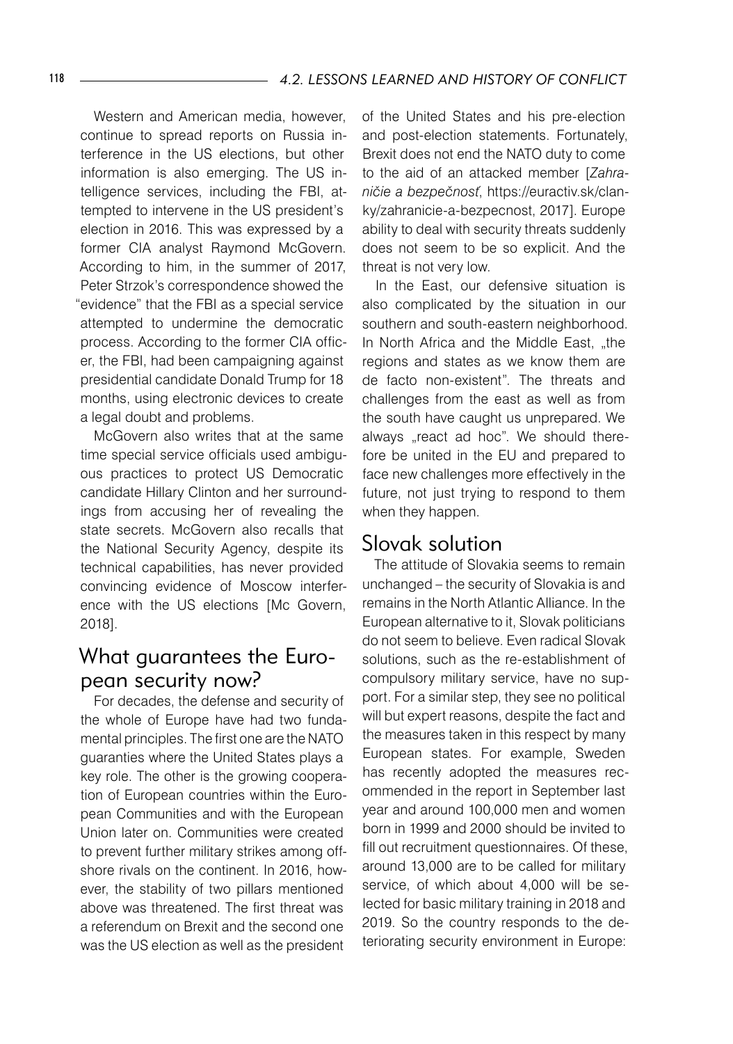Western and American media, however, continue to spread reports on Russia interference in the US elections, but other information is also emerging. The US intelligence services, including the FBI, attempted to intervene in the US president's election in 2016. This was expressed by a former CIA analyst Raymond McGovern. According to him, in the summer of 2017, Peter Strzok's correspondence showed the "evidence" that the FBI as a special service attempted to undermine the democratic process. According to the former CIA officer, the FBI, had been campaigning against presidential candidate Donald Trump for 18 months, using electronic devices to create a legal doubt and problems.

McGovern also writes that at the same time special service officials used ambiguous practices to protect US Democratic candidate Hillary Clinton and her surroundings from accusing her of revealing the state secrets. McGovern also recalls that the National Security Agency, despite its technical capabilities, has never provided convincing evidence of Moscow interference with the US elections [Mc Govern, 2018].

## What guarantees the European security now?

For decades, the defense and security of the whole of Europe have had two fundamental principles. The first one are the NATO guaranties where the United States plays a key role. The other is the growing cooperation of European countries within the European Communities and with the European Union later on. Communities were created to prevent further military strikes among offshore rivals on the continent. In 2016, however, the stability of two pillars mentioned above was threatened. The first threat was a referendum on Brexit and the second one was the US election as well as the president of the United States and his pre-election and post-election statements. Fortunately, Brexit does not end the NATO duty to come to the aid of an attacked member [*Zahraničie a bezpečnosť*, https://euractiv.sk/clanky/zahranicie-a-bezpecnost, 2017]. Europe ability to deal with security threats suddenly does not seem to be so explicit. And the threat is not very low.

In the East, our defensive situation is also complicated by the situation in our southern and south-eastern neighborhood. In North Africa and the Middle East, „the regions and states as we know them are de facto non-existent". The threats and challenges from the east as well as from the south have caught us unprepared. We always „react ad hoc". We should therefore be united in the EU and prepared to face new challenges more effectively in the future, not just trying to respond to them when they happen.

## Slovak solution

The attitude of Slovakia seems to remain unchanged – the security of Slovakia is and remains in the North Atlantic Alliance. In the European alternative to it, Slovak politicians do not seem to believe. Even radical Slovak solutions, such as the re-establishment of compulsory military service, have no support. For a similar step, they see no political will but expert reasons, despite the fact and the measures taken in this respect by many European states. For example, Sweden has recently adopted the measures recommended in the report in September last year and around 100,000 men and women born in 1999 and 2000 should be invited to fill out recruitment questionnaires. Of these, around 13,000 are to be called for military service, of which about 4,000 will be selected for basic military training in 2018 and 2019. So the country responds to the deteriorating security environment in Europe: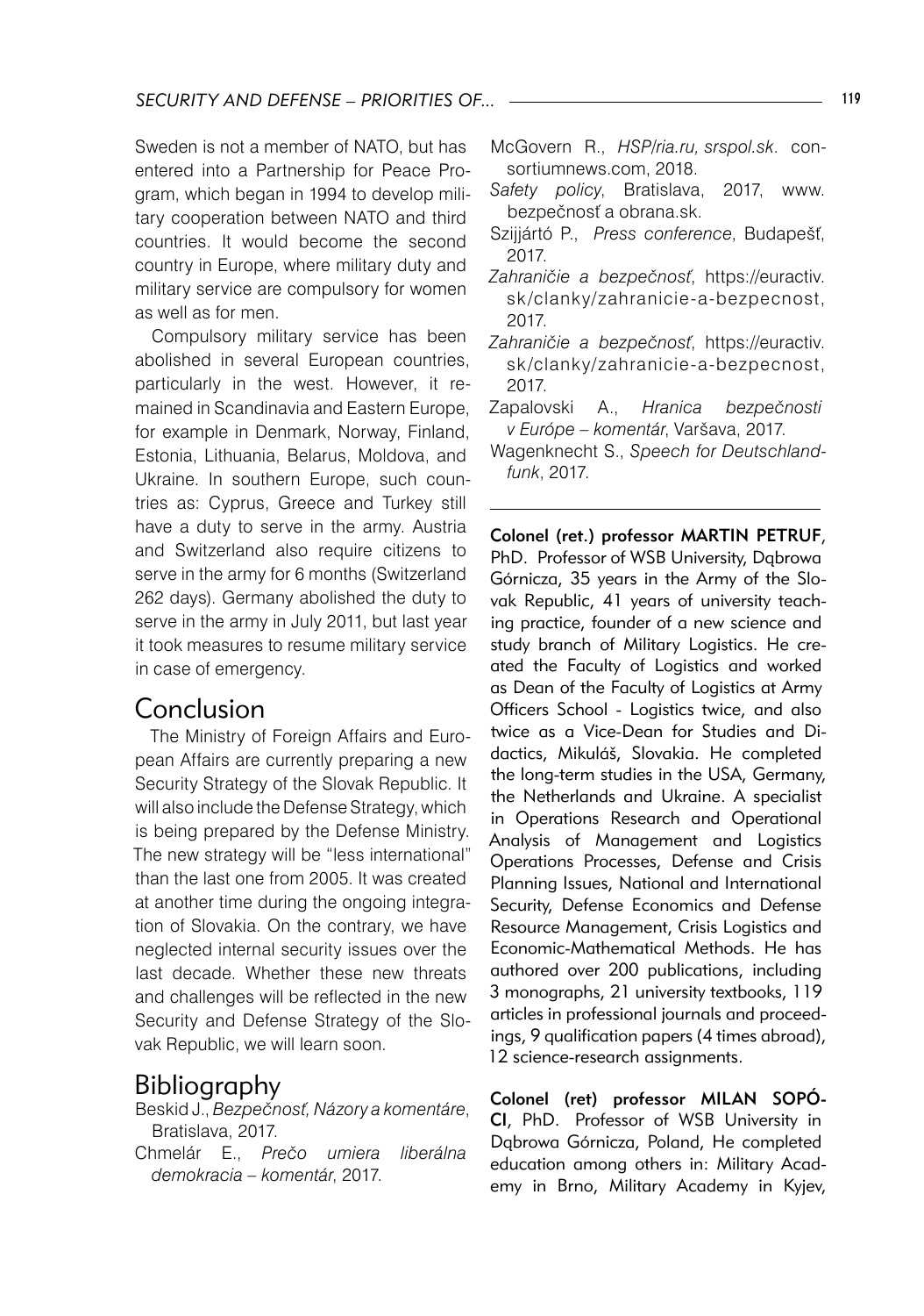Sweden is not a member of NATO, but has entered into a Partnership for Peace Program, which began in 1994 to develop military cooperation between NATO and third countries. It would become the second country in Europe, where military duty and military service are compulsory for women as well as for men.

Compulsory military service has been abolished in several European countries, particularly in the west. However, it remained in Scandinavia and Eastern Europe, for example in Denmark, Norway, Finland, Estonia, Lithuania, Belarus, Moldova, and Ukraine. In southern Europe, such countries as: Cyprus, Greece and Turkey still have a duty to serve in the army. Austria and Switzerland also require citizens to serve in the army for 6 months (Switzerland 262 days). Germany abolished the duty to serve in the army in July 2011, but last year it took measures to resume military service in case of emergency.

## Conclusion

The Ministry of Foreign Affairs and European Affairs are currently preparing a new Security Strategy of the Slovak Republic. It will also include the Defense Strategy, which is being prepared by the Defense Ministry. The new strategy will be "less international" than the last one from 2005. It was created at another time during the ongoing integration of Slovakia. On the contrary, we have neglected internal security issues over the last decade. Whether these new threats and challenges will be reflected in the new Security and Defense Strategy of the Slovak Republic, we will learn soon.

## Bibliography

Beskid J., *Bezpečnosť, Názory a komentáre*, Bratislava, 2017.

Chmelár E., *Prečo umiera liberálna demokracia – komentár*, 2017.

McGovern R., *HSP/ria.ru, srspol.sk*. consortiumnews.com, 2018.

*Safety policy*, Bratislava, 2017, www. bezpečnosť a obrana.sk.

Szijjártó P., *Press conference*, Budapešť, 2017.

*Zahraničie a bezpečnosť*, https://euractiv.sk/clanky/zahranicie-a-bezpecnost, 2017.

*Zahraničie a bezpečnosť*, https://euractiv.sk/clanky/zahranicie-a-bezpecnost, 2017.

Zapalovski A., *Hranica bezpečnosti v Európe – komentár*, Varšava, 2017.

Wagenknecht S., *Speech for Deutschlandfunk*, 2017.

---

**Colonel (ret.) professor MARTIN PETRUF**, PhD. Professor of WSB University, Dąbrowa Górnicza, 35 years in the Army of the Slovak Republic, 41 years of university teaching practice, founder of a new science and study branch of Military Logistics. He created the Faculty of Logistics and worked as Dean of the Faculty of Logistics at Army Officers School - Logistics twice, and also twice as a Vice-Dean for Studies and Didactics, Mikuláš, Slovakia. He completed the long-term studies in the USA, Germany, the Netherlands and Ukraine. A specialist in Operations Research and Operational Analysis of Management and Logistics Operations Processes, Defense and Crisis Planning Issues, National and International Security, Defense Economics and Defense Resource Management, Crisis Logistics and Economic-Mathematical Methods. He has authored over 200 publications, including 3 monographs, 21 university textbooks, 119 articles in professional journals and proceedings, 9 qualification papers (4 times abroad), 12 science-research assignments.

**Colonel (ret) professor MILAN SOPÓCI**, PhD. Professor of WSB University in Dąbrowa Górnicza, Poland, He completed education among others in: Military Academy in Brno, Military Academy in Kyjev,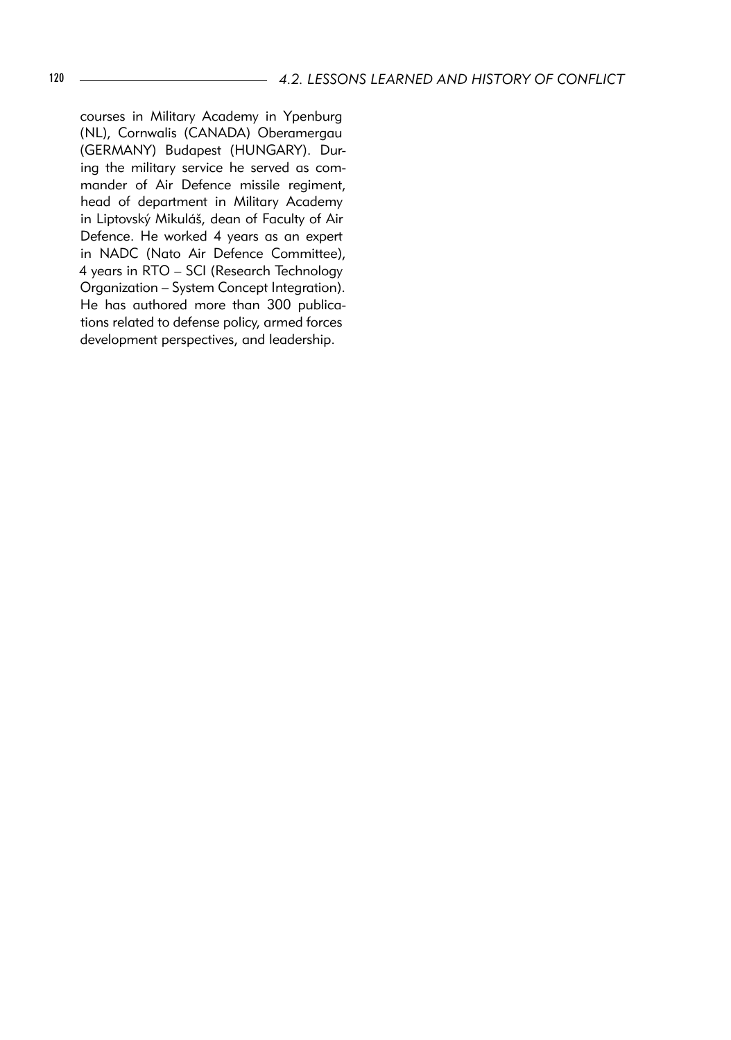courses in Military Academy in Ypenburg (NL), Cornwalis (CANADA) Oberamergau (GERMANY) Budapest (HUNGARY). During the military service he served as commander of Air Defence missile regiment, head of department in Military Academy in Liptovský Mikuláš, dean of Faculty of Air Defence. He worked 4 years as an expert in NADC (Nato Air Defence Committee), 4 years in RTO – SCI (Research Technology Organization – System Concept Integration). He has authored more than 300 publications related to defense policy, armed forces development perspectives, and leadership.